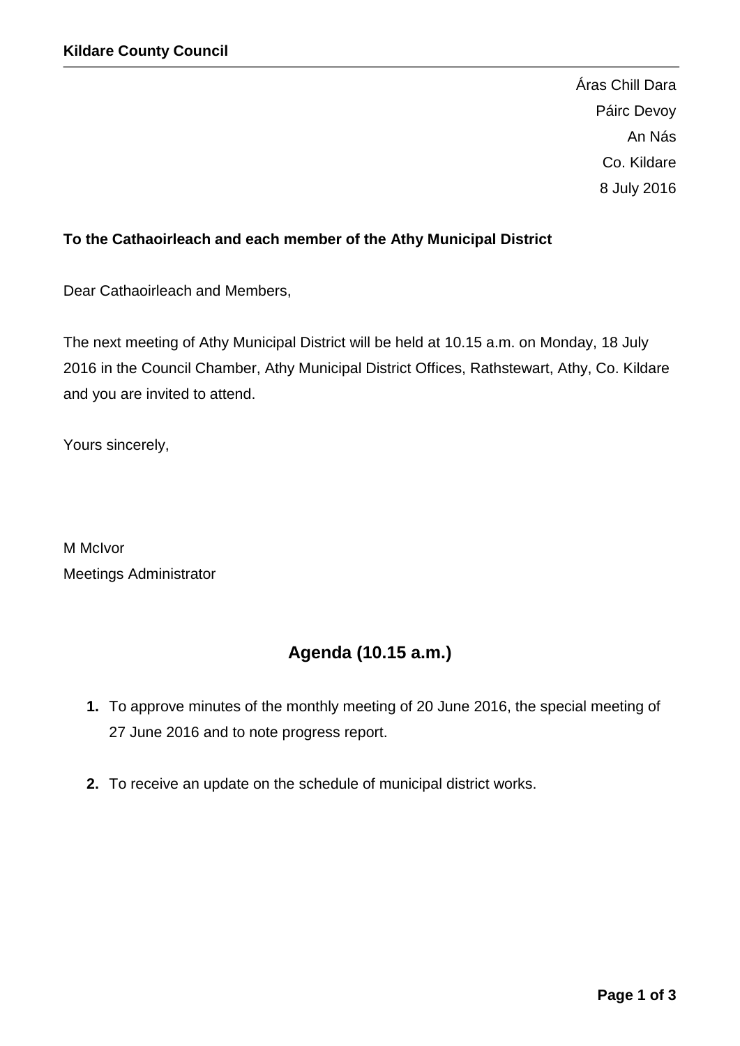**Kildare County Council**

Áras Chill Dara
Páirc Devoy
An Nás
Co. Kildare
8 July 2016

**To the Cathaoirleach and each member of the Athy Municipal District**

Dear Cathaoirleach and Members,

The next meeting of Athy Municipal District will be held at 10.15 a.m. on Monday, 18 July 2016 in the Council Chamber, Athy Municipal District Offices, Rathstewart, Athy, Co. Kildare and you are invited to attend.

Yours sincerely,

M McIvor
Meetings Administrator

## Agenda (10.15 a.m.)

1. To approve minutes of the monthly meeting of 20 June 2016, the special meeting of 27 June 2016 and to note progress report.

2. To receive an update on the schedule of municipal district works.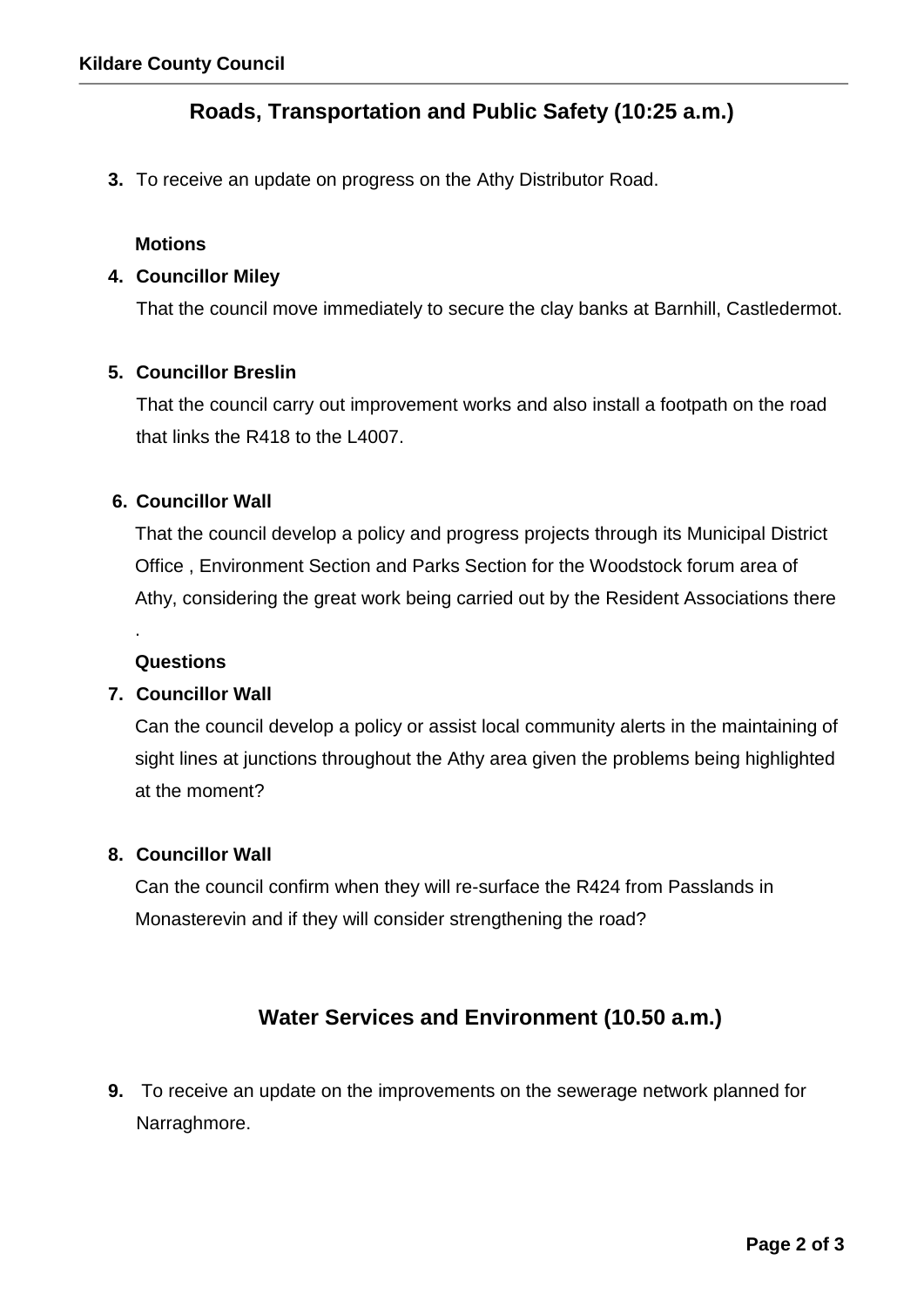## Roads, Transportation and Public Safety (10:25 a.m.)

**3.** To receive an update on progress on the Athy Distributor Road.

**Motions**

**4. Councillor Miley**

That the council move immediately to secure the clay banks at Barnhill, Castledermot.

**5. Councillor Breslin**

That the council carry out improvement works and also install a footpath on the road that links the R418 to the L4007.

**6. Councillor Wall**

That the council develop a policy and progress projects through its Municipal District Office , Environment Section and Parks Section for the Woodstock forum area of Athy, considering the great work being carried out by the Resident Associations there .

**Questions**

**7. Councillor Wall**

Can the council develop a policy or assist local community alerts in the maintaining of sight lines at junctions throughout the Athy area given the problems being highlighted at the moment?

**8. Councillor Wall**

Can the council confirm when they will re-surface the R424 from Passlands in Monasterevin and if they will consider strengthening the road?

## Water Services and Environment (10.50 a.m.)

**9.** To receive an update on the improvements on the sewerage network planned for Narraghmore.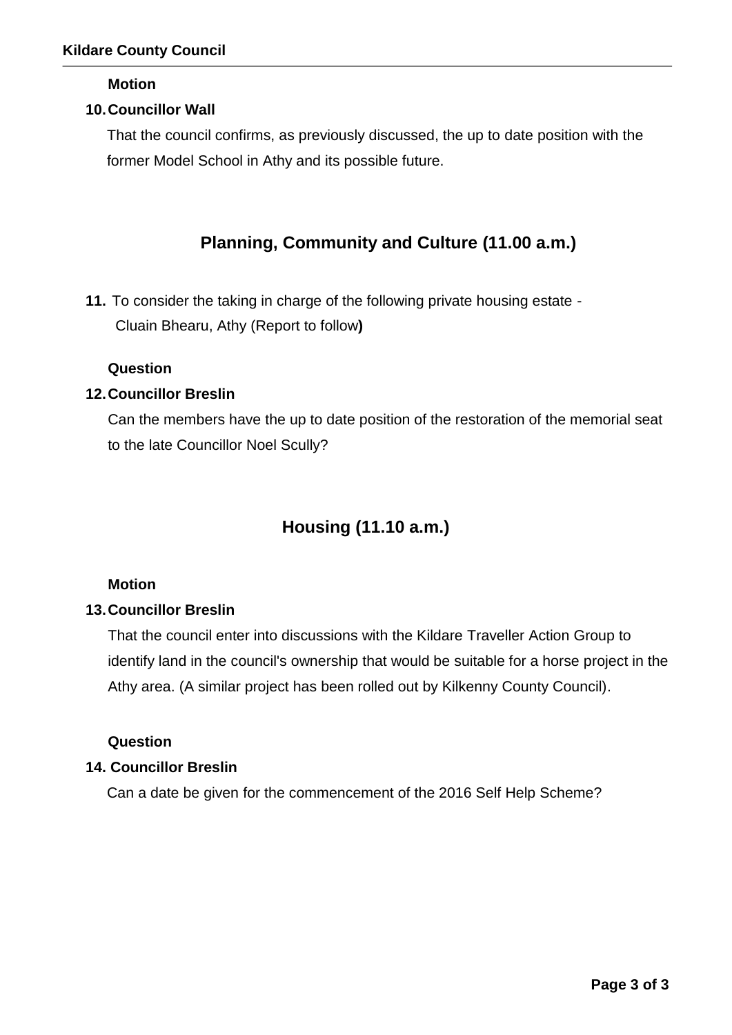**Motion**

**10. Councillor Wall**

That the council confirms, as previously discussed, the up to date position with the former Model School in Athy and its possible future.

## Planning, Community and Culture (11.00 a.m.)

**11.** To consider the taking in charge of the following private housing estate -
Cluain Bhearu, Athy (Report to follow**)**

**Question**

**12. Councillor Breslin**

Can the members have the up to date position of the restoration of the memorial seat to the late Councillor Noel Scully?

## Housing (11.10 a.m.)

**Motion**

**13. Councillor Breslin**

That the council enter into discussions with the Kildare Traveller Action Group to identify land in the council's ownership that would be suitable for a horse project in the Athy area. (A similar project has been rolled out by Kilkenny County Council).

**Question**

**14. Councillor Breslin**

Can a date be given for the commencement of the 2016 Self Help Scheme?